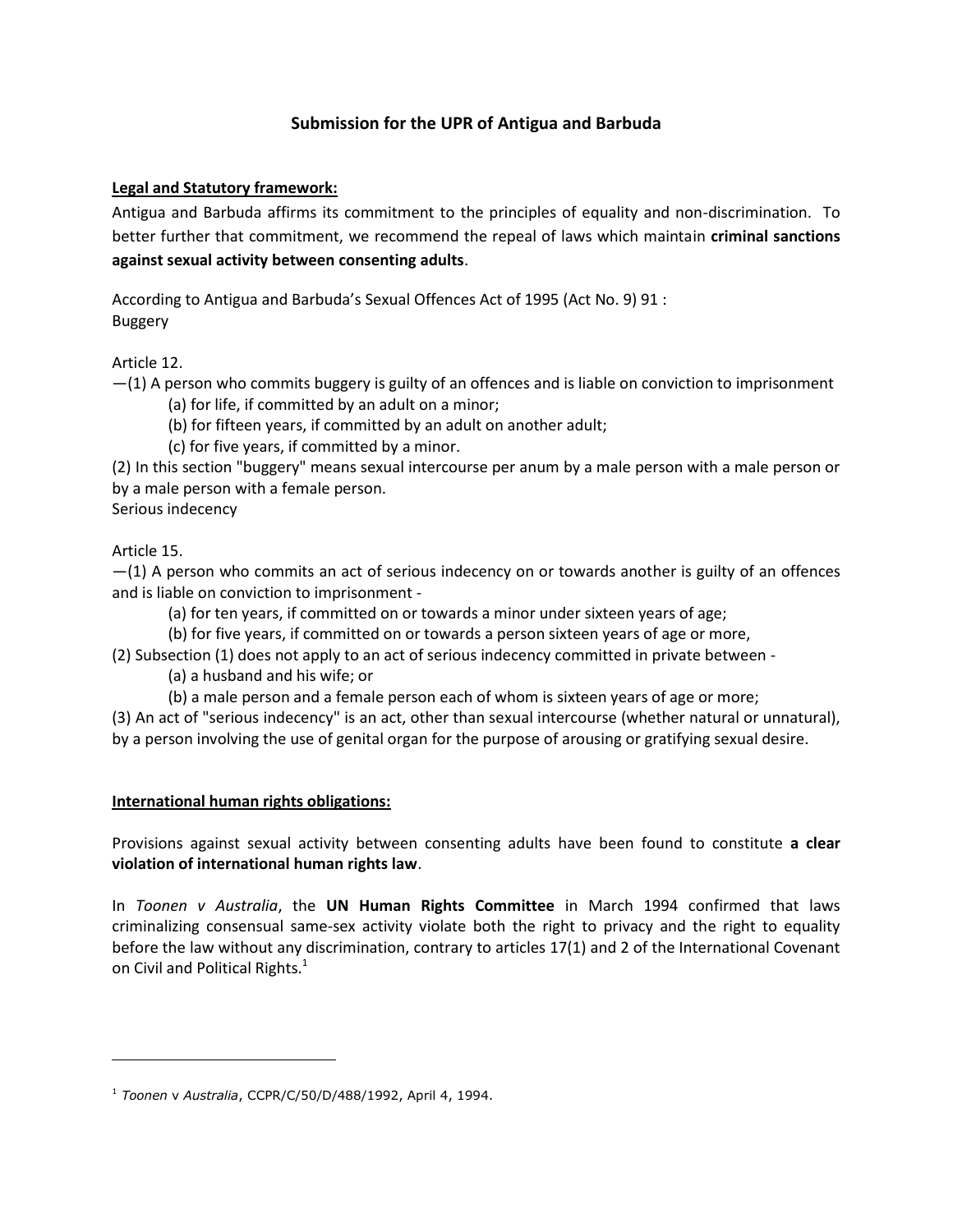# Submission for the UPR of Antigua and Barbuda

**Legal and Statutory framework:**

Antigua and Barbuda affirms its commitment to the principles of equality and non-discrimination. To better further that commitment, we recommend the repeal of laws which maintain **criminal sanctions against sexual activity between consenting adults**.

According to Antigua and Barbuda's Sexual Offences Act of 1995 (Act No. 9) 91 :
Buggery

Article 12.

—(1) A person who commits buggery is guilty of an offences and is liable on conviction to imprisonment

(a) for life, if committed by an adult on a minor;

(b) for fifteen years, if committed by an adult on another adult;

(c) for five years, if committed by a minor.

(2) In this section "buggery" means sexual intercourse per anum by a male person with a male person or by a male person with a female person.

Serious indecency

Article 15.

—(1) A person who commits an act of serious indecency on or towards another is guilty of an offences and is liable on conviction to imprisonment -

(a) for ten years, if committed on or towards a minor under sixteen years of age;

(b) for five years, if committed on or towards a person sixteen years of age or more,

(2) Subsection (1) does not apply to an act of serious indecency committed in private between -

(a) a husband and his wife; or

(b) a male person and a female person each of whom is sixteen years of age or more;

(3) An act of "serious indecency" is an act, other than sexual intercourse (whether natural or unnatural), by a person involving the use of genital organ for the purpose of arousing or gratifying sexual desire.

**International human rights obligations:**

Provisions against sexual activity between consenting adults have been found to constitute **a clear violation of international human rights law**.

In *Toonen v Australia*, the **UN Human Rights Committee** in March 1994 confirmed that laws criminalizing consensual same-sex activity violate both the right to privacy and the right to equality before the law without any discrimination, contrary to articles 17(1) and 2 of the International Covenant on Civil and Political Rights.[1]

---

[1] *Toonen* v *Australia*, CCPR/C/50/D/488/1992, April 4, 1994.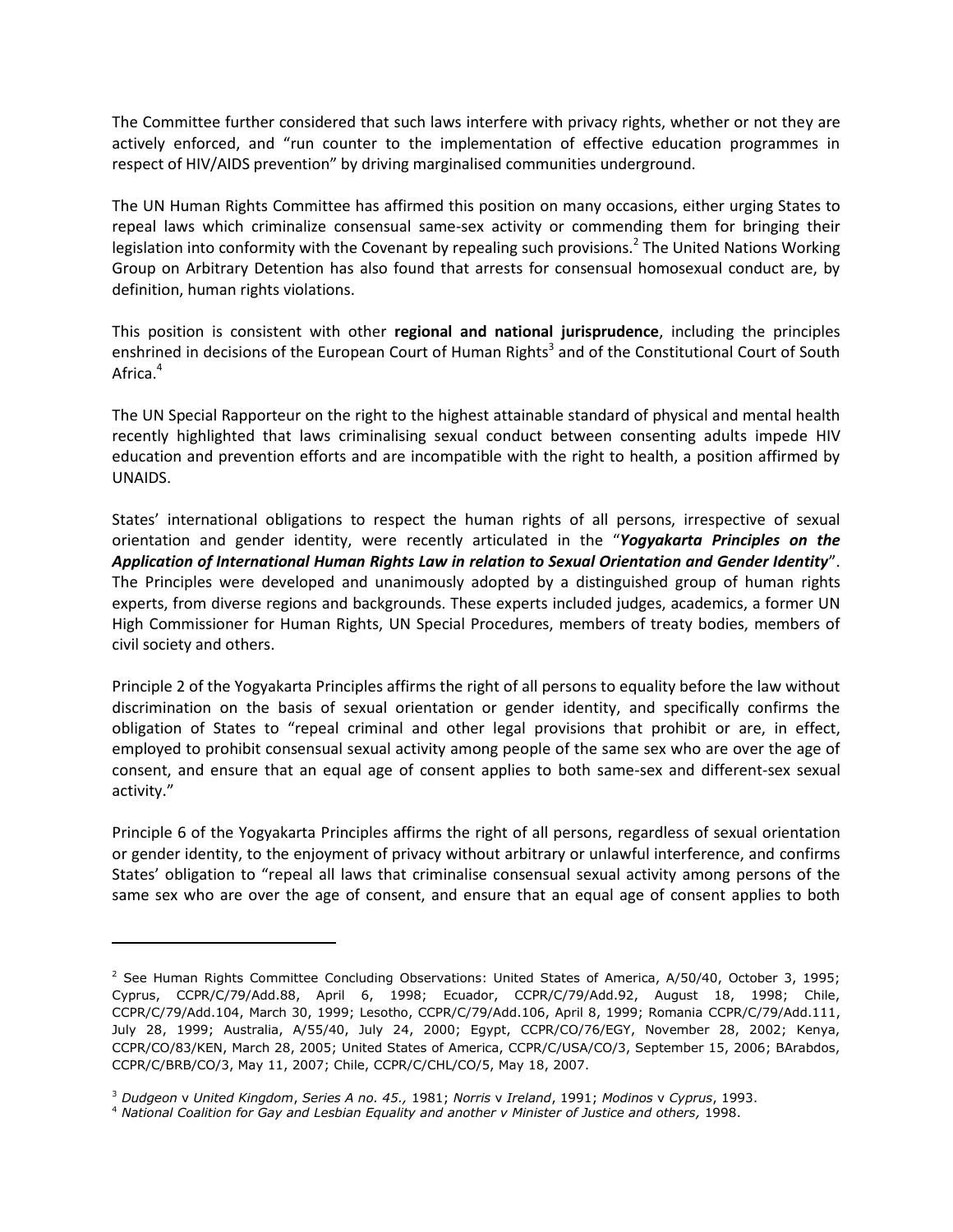The Committee further considered that such laws interfere with privacy rights, whether or not they are actively enforced, and "run counter to the implementation of effective education programmes in respect of HIV/AIDS prevention" by driving marginalised communities underground.

The UN Human Rights Committee has affirmed this position on many occasions, either urging States to repeal laws which criminalize consensual same-sex activity or commending them for bringing their legislation into conformity with the Covenant by repealing such provisions.[2] The United Nations Working Group on Arbitrary Detention has also found that arrests for consensual homosexual conduct are, by definition, human rights violations.

This position is consistent with other **regional and national jurisprudence**, including the principles enshrined in decisions of the European Court of Human Rights[3] and of the Constitutional Court of South Africa.[4]

The UN Special Rapporteur on the right to the highest attainable standard of physical and mental health recently highlighted that laws criminalising sexual conduct between consenting adults impede HIV education and prevention efforts and are incompatible with the right to health, a position affirmed by UNAIDS.

States' international obligations to respect the human rights of all persons, irrespective of sexual orientation and gender identity, were recently articulated in the "***Yogyakarta Principles on the Application of International Human Rights Law in relation to Sexual Orientation and Gender Identity***". The Principles were developed and unanimously adopted by a distinguished group of human rights experts, from diverse regions and backgrounds. These experts included judges, academics, a former UN High Commissioner for Human Rights, UN Special Procedures, members of treaty bodies, members of civil society and others.

Principle 2 of the Yogyakarta Principles affirms the right of all persons to equality before the law without discrimination on the basis of sexual orientation or gender identity, and specifically confirms the obligation of States to "repeal criminal and other legal provisions that prohibit or are, in effect, employed to prohibit consensual sexual activity among people of the same sex who are over the age of consent, and ensure that an equal age of consent applies to both same-sex and different-sex sexual activity."

Principle 6 of the Yogyakarta Principles affirms the right of all persons, regardless of sexual orientation or gender identity, to the enjoyment of privacy without arbitrary or unlawful interference, and confirms States' obligation to "repeal all laws that criminalise consensual sexual activity among persons of the same sex who are over the age of consent, and ensure that an equal age of consent applies to both

---

[2] See Human Rights Committee Concluding Observations: United States of America, A/50/40, October 3, 1995; Cyprus, CCPR/C/79/Add.88, April 6, 1998; Ecuador, CCPR/C/79/Add.92, August 18, 1998; Chile, CCPR/C/79/Add.104, March 30, 1999; Lesotho, CCPR/C/79/Add.106, April 8, 1999; Romania CCPR/C/79/Add.111, July 28, 1999; Australia, A/55/40, July 24, 2000; Egypt, CCPR/CO/76/EGY, November 28, 2002; Kenya, CCPR/CO/83/KEN, March 28, 2005; United States of America, CCPR/C/USA/CO/3, September 15, 2006; BArabdos, CCPR/C/BRB/CO/3, May 11, 2007; Chile, CCPR/C/CHL/CO/5, May 18, 2007.

[3] *Dudgeon* v *United Kingdom*, *Series A no. 45.,* 1981; *Norris* v *Ireland*, 1991; *Modinos* v *Cyprus*, 1993.

[4] *National Coalition for Gay and Lesbian Equality and another v Minister of Justice and others,* 1998.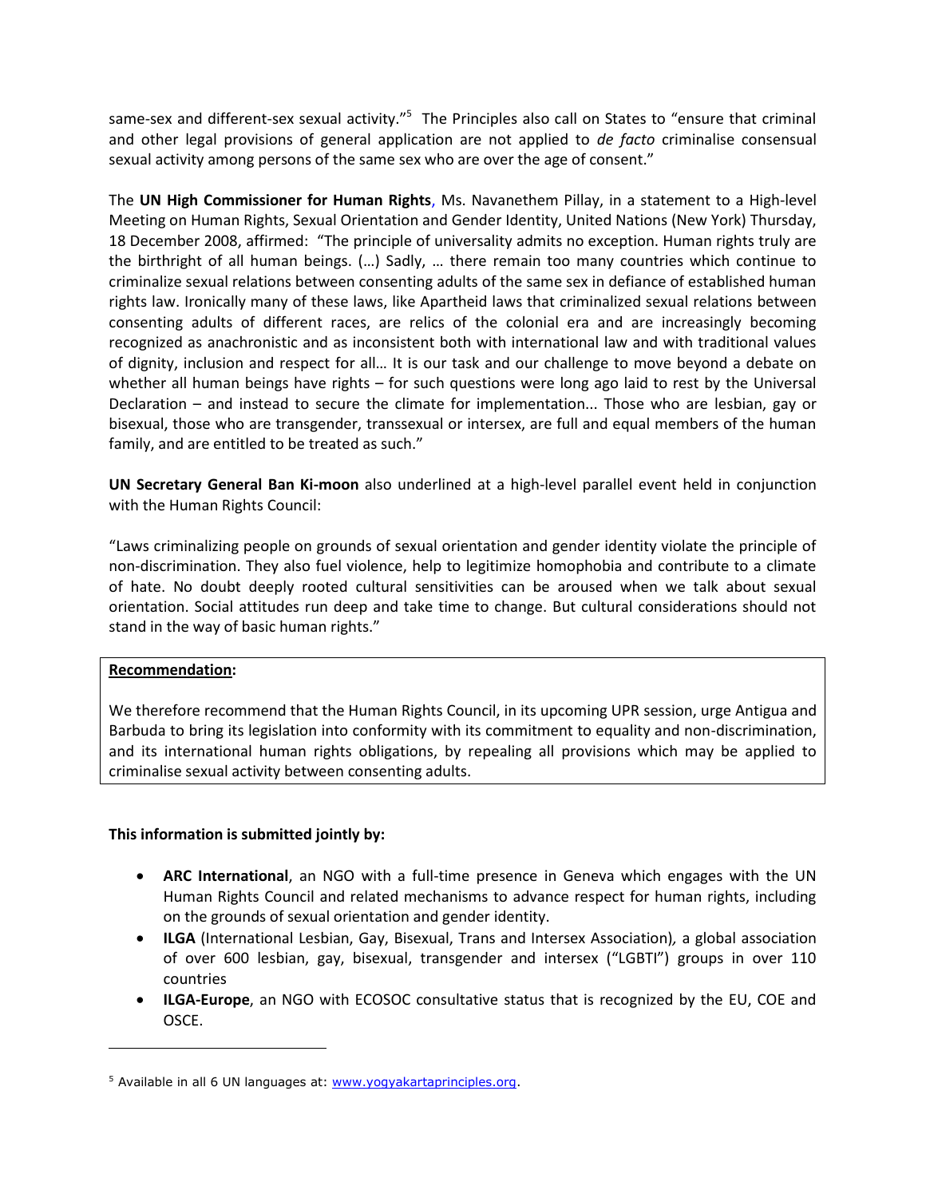same-sex and different-sex sexual activity."[5] The Principles also call on States to "ensure that criminal and other legal provisions of general application are not applied to *de facto* criminalise consensual sexual activity among persons of the same sex who are over the age of consent."

The **UN High Commissioner for Human Rights**, Ms. Navanethem Pillay, in a statement to a High-level Meeting on Human Rights, Sexual Orientation and Gender Identity, United Nations (New York) Thursday, 18 December 2008, affirmed: "The principle of universality admits no exception. Human rights truly are the birthright of all human beings. (…) Sadly, … there remain too many countries which continue to criminalize sexual relations between consenting adults of the same sex in defiance of established human rights law. Ironically many of these laws, like Apartheid laws that criminalized sexual relations between consenting adults of different races, are relics of the colonial era and are increasingly becoming recognized as anachronistic and as inconsistent both with international law and with traditional values of dignity, inclusion and respect for all… It is our task and our challenge to move beyond a debate on whether all human beings have rights – for such questions were long ago laid to rest by the Universal Declaration – and instead to secure the climate for implementation... Those who are lesbian, gay or bisexual, those who are transgender, transsexual or intersex, are full and equal members of the human family, and are entitled to be treated as such."

**UN Secretary General Ban Ki-moon** also underlined at a high-level parallel event held in conjunction with the Human Rights Council:

"Laws criminalizing people on grounds of sexual orientation and gender identity violate the principle of non-discrimination. They also fuel violence, help to legitimize homophobia and contribute to a climate of hate. No doubt deeply rooted cultural sensitivities can be aroused when we talk about sexual orientation. Social attitudes run deep and take time to change. But cultural considerations should not stand in the way of basic human rights."

**Recommendation:**

We therefore recommend that the Human Rights Council, in its upcoming UPR session, urge Antigua and Barbuda to bring its legislation into conformity with its commitment to equality and non-discrimination, and its international human rights obligations, by repealing all provisions which may be applied to criminalise sexual activity between consenting adults.

**This information is submitted jointly by:**

- **ARC International**, an NGO with a full-time presence in Geneva which engages with the UN Human Rights Council and related mechanisms to advance respect for human rights, including on the grounds of sexual orientation and gender identity.
- **ILGA** (International Lesbian, Gay, Bisexual, Trans and Intersex Association), a global association of over 600 lesbian, gay, bisexual, transgender and intersex ("LGBTI") groups in over 110 countries
- **ILGA-Europe**, an NGO with ECOSOC consultative status that is recognized by the EU, COE and OSCE.

[5] Available in all 6 UN languages at: www.yogyakartaprinciples.org.